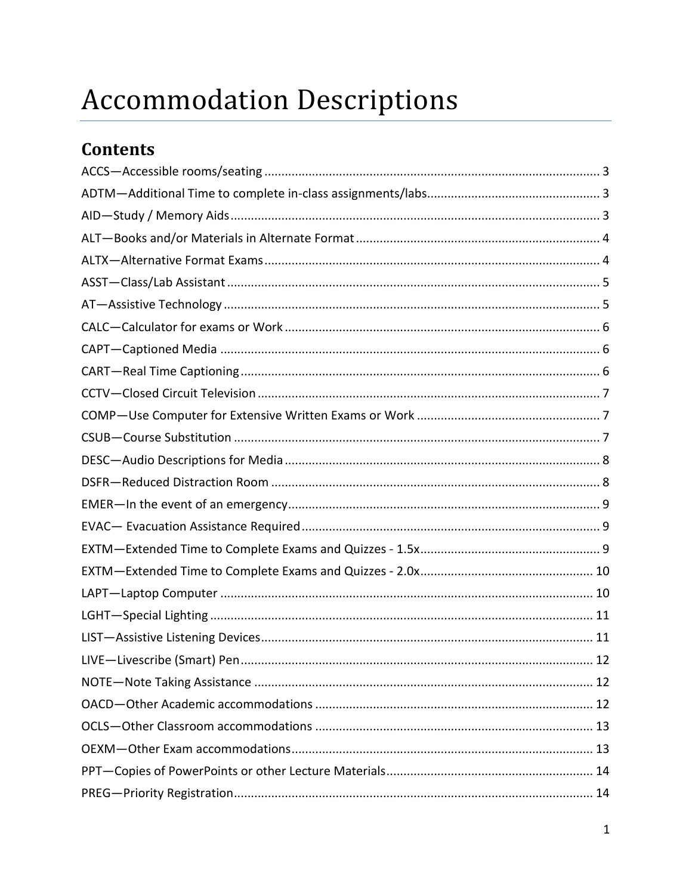# Accommodation Descriptions

## Contents

ACCS—Accessible rooms/seating ........................................................................................... 3
ADTM—Additional Time to complete in-class assignments/labs.................................................. 3
AID—Study / Memory Aids ........................................................................................................ 3
ALT—Books and/or Materials in Alternate Format ....................................................................... 4
ALTX—Alternative Format Exams ............................................................................................... 4
ASST—Class/Lab Assistant ........................................................................................................ 5
AT—Assistive Technology .......................................................................................................... 5
CALC—Calculator for exams or Work ......................................................................................... 6
CAPT—Captioned Media ............................................................................................................ 6
CART—Real Time Captioning ..................................................................................................... 6
CCTV—Closed Circuit Television ................................................................................................ 7
COMP—Use Computer for Extensive Written Exams or Work ...................................................... 7
CSUB—Course Substitution ........................................................................................................ 7
DESC—Audio Descriptions for Media ......................................................................................... 8
DSFR—Reduced Distraction Room ............................................................................................. 8
EMER—In the event of an emergency......................................................................................... 9
EVAC— Evacuation Assistance Required ..................................................................................... 9
EXTM—Extended Time to Complete Exams and Quizzes - 1.5x.................................................... 9
EXTM—Extended Time to Complete Exams and Quizzes - 2.0x.................................................. 10
LAPT—Laptop Computer .......................................................................................................... 10
LGHT—Special Lighting ............................................................................................................. 11
LIST—Assistive Listening Devices............................................................................................... 11
LIVE—Livescribe (Smart) Pen ..................................................................................................... 12
NOTE—Note Taking Assistance ................................................................................................. 12
OACD—Other Academic accommodations ................................................................................ 12
OCLS—Other Classroom accommodations ................................................................................ 13
OEXM—Other Exam accommodations....................................................................................... 13
PPT—Copies of PowerPoints or other Lecture Materials............................................................. 14
PREG—Priority Registration....................................................................................................... 14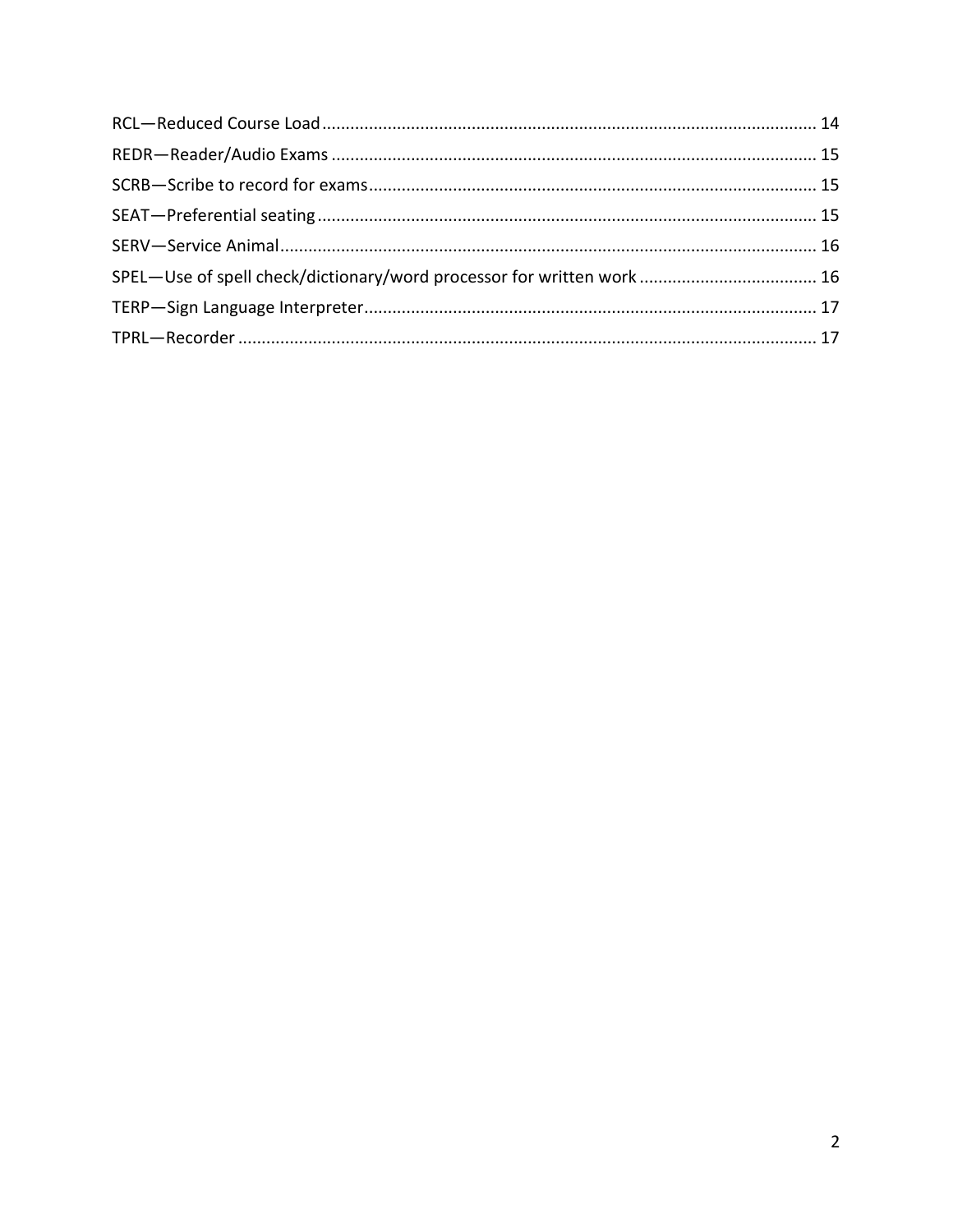RCL—Reduced Course Load ........................................................................................................ 14

REDR—Reader/Audio Exams ...................................................................................................... 15

SCRB—Scribe to record for exams.............................................................................................. 15

SEAT—Preferential seating ......................................................................................................... 15

SERV—Service Animal................................................................................................................. 16

SPEL—Use of spell check/dictionary/word processor for written work ..................................... 16

TERP—Sign Language Interpreter............................................................................................... 17

TPRL—Recorder .......................................................................................................................... 17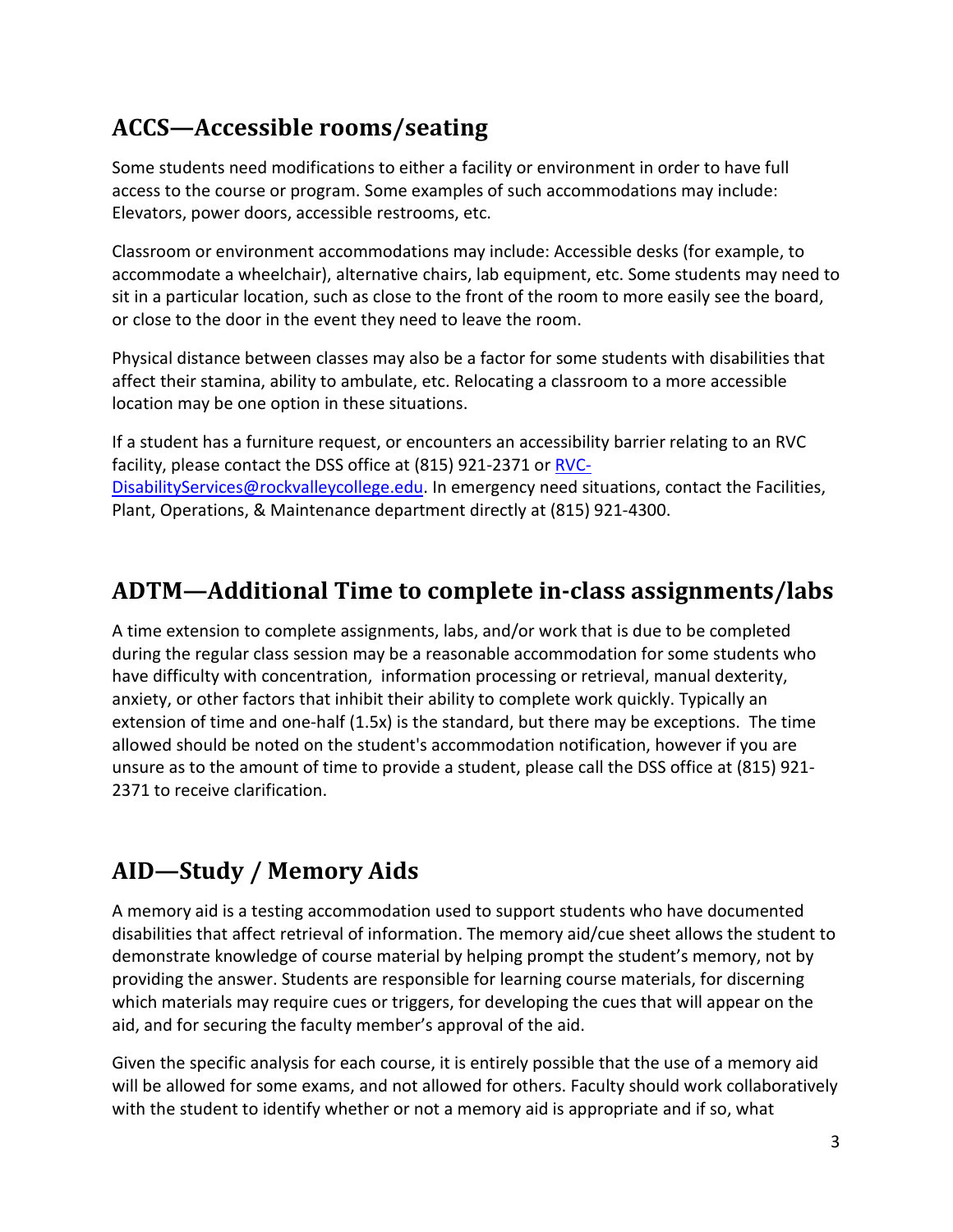## ACCS—Accessible rooms/seating

Some students need modifications to either a facility or environment in order to have full access to the course or program. Some examples of such accommodations may include: Elevators, power doors, accessible restrooms, etc.

Classroom or environment accommodations may include: Accessible desks (for example, to accommodate a wheelchair), alternative chairs, lab equipment, etc. Some students may need to sit in a particular location, such as close to the front of the room to more easily see the board, or close to the door in the event they need to leave the room.

Physical distance between classes may also be a factor for some students with disabilities that affect their stamina, ability to ambulate, etc. Relocating a classroom to a more accessible location may be one option in these situations.

If a student has a furniture request, or encounters an accessibility barrier relating to an RVC facility, please contact the DSS office at (815) 921-2371 or [RVC-DisabilityServices@rockvalleycollege.edu](mailto:RVC-DisabilityServices@rockvalleycollege.edu). In emergency need situations, contact the Facilities, Plant, Operations, & Maintenance department directly at (815) 921-4300.

## ADTM—Additional Time to complete in-class assignments/labs

A time extension to complete assignments, labs, and/or work that is due to be completed during the regular class session may be a reasonable accommodation for some students who have difficulty with concentration, information processing or retrieval, manual dexterity, anxiety, or other factors that inhibit their ability to complete work quickly. Typically an extension of time and one-half (1.5x) is the standard, but there may be exceptions. The time allowed should be noted on the student's accommodation notification, however if you are unsure as to the amount of time to provide a student, please call the DSS office at (815) 921-2371 to receive clarification.

## AID—Study / Memory Aids

A memory aid is a testing accommodation used to support students who have documented disabilities that affect retrieval of information. The memory aid/cue sheet allows the student to demonstrate knowledge of course material by helping prompt the student's memory, not by providing the answer. Students are responsible for learning course materials, for discerning which materials may require cues or triggers, for developing the cues that will appear on the aid, and for securing the faculty member's approval of the aid.

Given the specific analysis for each course, it is entirely possible that the use of a memory aid will be allowed for some exams, and not allowed for others. Faculty should work collaboratively with the student to identify whether or not a memory aid is appropriate and if so, what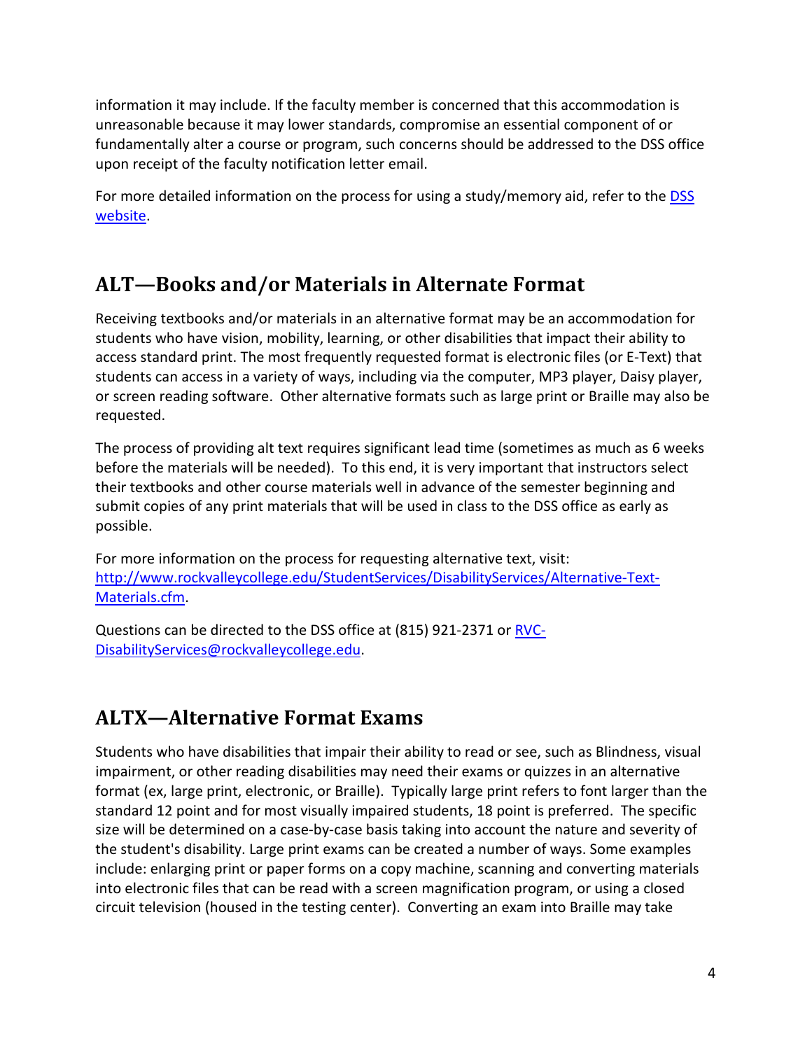information it may include. If the faculty member is concerned that this accommodation is unreasonable because it may lower standards, compromise an essential component of or fundamentally alter a course or program, such concerns should be addressed to the DSS office upon receipt of the faculty notification letter email.

For more detailed information on the process for using a study/memory aid, refer to the [DSS website](#).

## ALT—Books and/or Materials in Alternate Format

Receiving textbooks and/or materials in an alternative format may be an accommodation for students who have vision, mobility, learning, or other disabilities that impact their ability to access standard print. The most frequently requested format is electronic files (or E-Text) that students can access in a variety of ways, including via the computer, MP3 player, Daisy player, or screen reading software. Other alternative formats such as large print or Braille may also be requested.

The process of providing alt text requires significant lead time (sometimes as much as 6 weeks before the materials will be needed). To this end, it is very important that instructors select their textbooks and other course materials well in advance of the semester beginning and submit copies of any print materials that will be used in class to the DSS office as early as possible.

For more information on the process for requesting alternative text, visit: [http://www.rockvalleycollege.edu/StudentServices/DisabilityServices/Alternative-Text-Materials.cfm](http://www.rockvalleycollege.edu/StudentServices/DisabilityServices/Alternative-Text-Materials.cfm).

Questions can be directed to the DSS office at (815) 921-2371 or [RVC-DisabilityServices@rockvalleycollege.edu](mailto:RVC-DisabilityServices@rockvalleycollege.edu).

## ALTX—Alternative Format Exams

Students who have disabilities that impair their ability to read or see, such as Blindness, visual impairment, or other reading disabilities may need their exams or quizzes in an alternative format (ex, large print, electronic, or Braille). Typically large print refers to font larger than the standard 12 point and for most visually impaired students, 18 point is preferred. The specific size will be determined on a case-by-case basis taking into account the nature and severity of the student's disability. Large print exams can be created a number of ways. Some examples include: enlarging print or paper forms on a copy machine, scanning and converting materials into electronic files that can be read with a screen magnification program, or using a closed circuit television (housed in the testing center). Converting an exam into Braille may take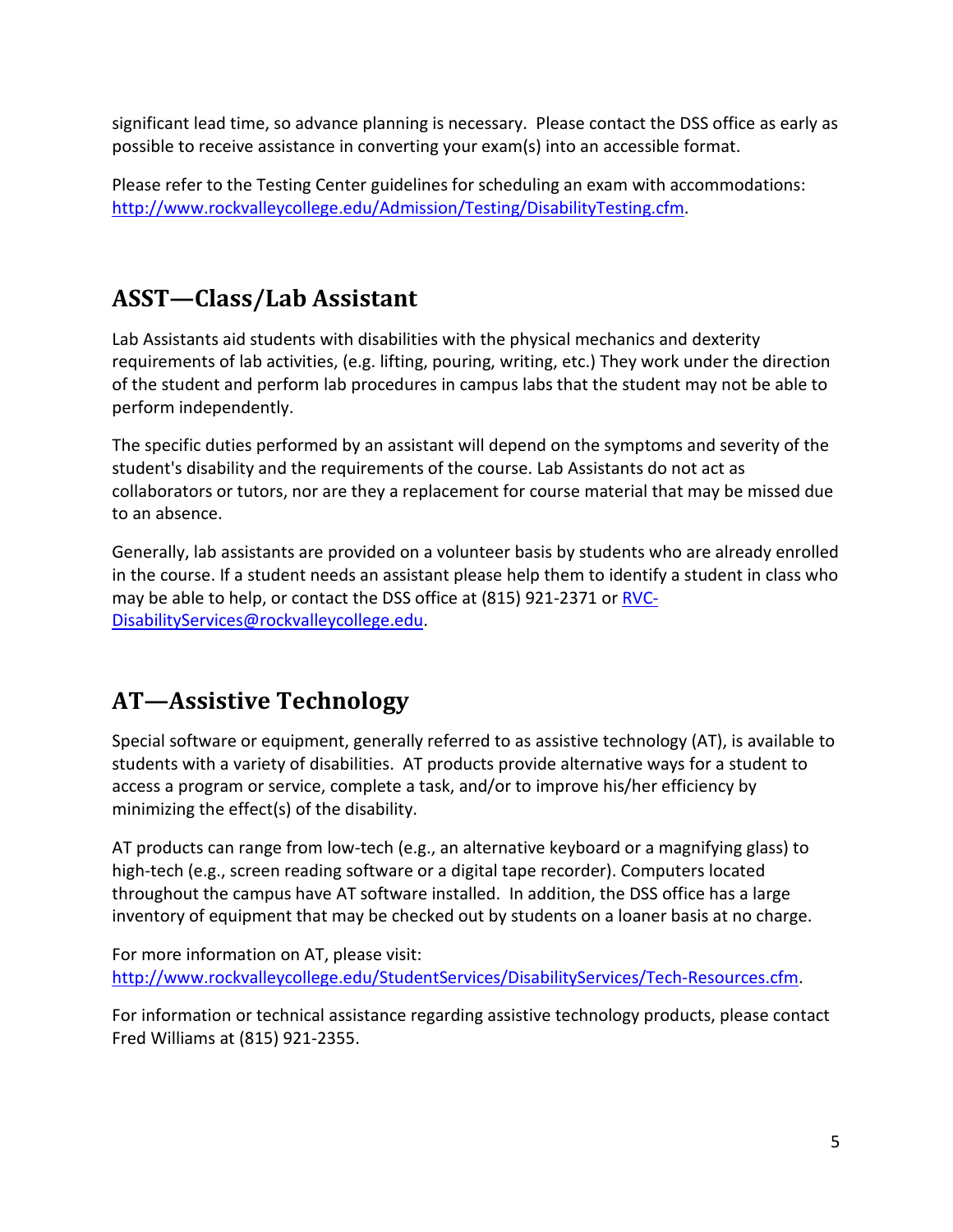significant lead time, so advance planning is necessary. Please contact the DSS office as early as possible to receive assistance in converting your exam(s) into an accessible format.

Please refer to the Testing Center guidelines for scheduling an exam with accommodations: http://www.rockvalleycollege.edu/Admission/Testing/DisabilityTesting.cfm.

## ASST—Class/Lab Assistant

Lab Assistants aid students with disabilities with the physical mechanics and dexterity requirements of lab activities, (e.g. lifting, pouring, writing, etc.) They work under the direction of the student and perform lab procedures in campus labs that the student may not be able to perform independently.

The specific duties performed by an assistant will depend on the symptoms and severity of the student's disability and the requirements of the course. Lab Assistants do not act as collaborators or tutors, nor are they a replacement for course material that may be missed due to an absence.

Generally, lab assistants are provided on a volunteer basis by students who are already enrolled in the course. If a student needs an assistant please help them to identify a student in class who may be able to help, or contact the DSS office at (815) 921-2371 or RVC-DisabilityServices@rockvalleycollege.edu.

## AT—Assistive Technology

Special software or equipment, generally referred to as assistive technology (AT), is available to students with a variety of disabilities. AT products provide alternative ways for a student to access a program or service, complete a task, and/or to improve his/her efficiency by minimizing the effect(s) of the disability.

AT products can range from low-tech (e.g., an alternative keyboard or a magnifying glass) to high-tech (e.g., screen reading software or a digital tape recorder). Computers located throughout the campus have AT software installed. In addition, the DSS office has a large inventory of equipment that may be checked out by students on a loaner basis at no charge.

For more information on AT, please visit: http://www.rockvalleycollege.edu/StudentServices/DisabilityServices/Tech-Resources.cfm.

For information or technical assistance regarding assistive technology products, please contact Fred Williams at (815) 921-2355.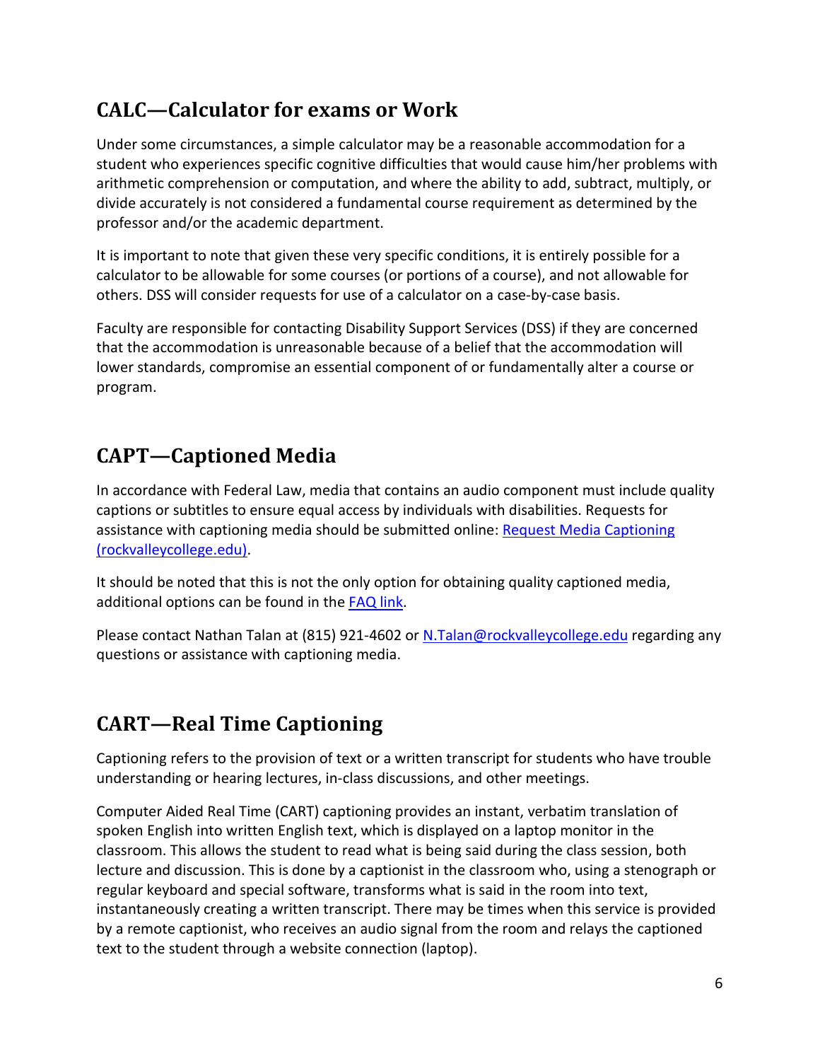## CALC—Calculator for exams or Work

Under some circumstances, a simple calculator may be a reasonable accommodation for a student who experiences specific cognitive difficulties that would cause him/her problems with arithmetic comprehension or computation, and where the ability to add, subtract, multiply, or divide accurately is not considered a fundamental course requirement as determined by the professor and/or the academic department.

It is important to note that given these very specific conditions, it is entirely possible for a calculator to be allowable for some courses (or portions of a course), and not allowable for others. DSS will consider requests for use of a calculator on a case-by-case basis.

Faculty are responsible for contacting Disability Support Services (DSS) if they are concerned that the accommodation is unreasonable because of a belief that the accommodation will lower standards, compromise an essential component of or fundamentally alter a course or program.

## CAPT—Captioned Media

In accordance with Federal Law, media that contains an audio component must include quality captions or subtitles to ensure equal access by individuals with disabilities. Requests for assistance with captioning media should be submitted online: Request Media Captioning (rockvalleycollege.edu).

It should be noted that this is not the only option for obtaining quality captioned media, additional options can be found in the FAQ link.

Please contact Nathan Talan at (815) 921-4602 or N.Talan@rockvalleycollege.edu regarding any questions or assistance with captioning media.

## CART—Real Time Captioning

Captioning refers to the provision of text or a written transcript for students who have trouble understanding or hearing lectures, in-class discussions, and other meetings.

Computer Aided Real Time (CART) captioning provides an instant, verbatim translation of spoken English into written English text, which is displayed on a laptop monitor in the classroom. This allows the student to read what is being said during the class session, both lecture and discussion. This is done by a captionist in the classroom who, using a stenograph or regular keyboard and special software, transforms what is said in the room into text, instantaneously creating a written transcript. There may be times when this service is provided by a remote captionist, who receives an audio signal from the room and relays the captioned text to the student through a website connection (laptop).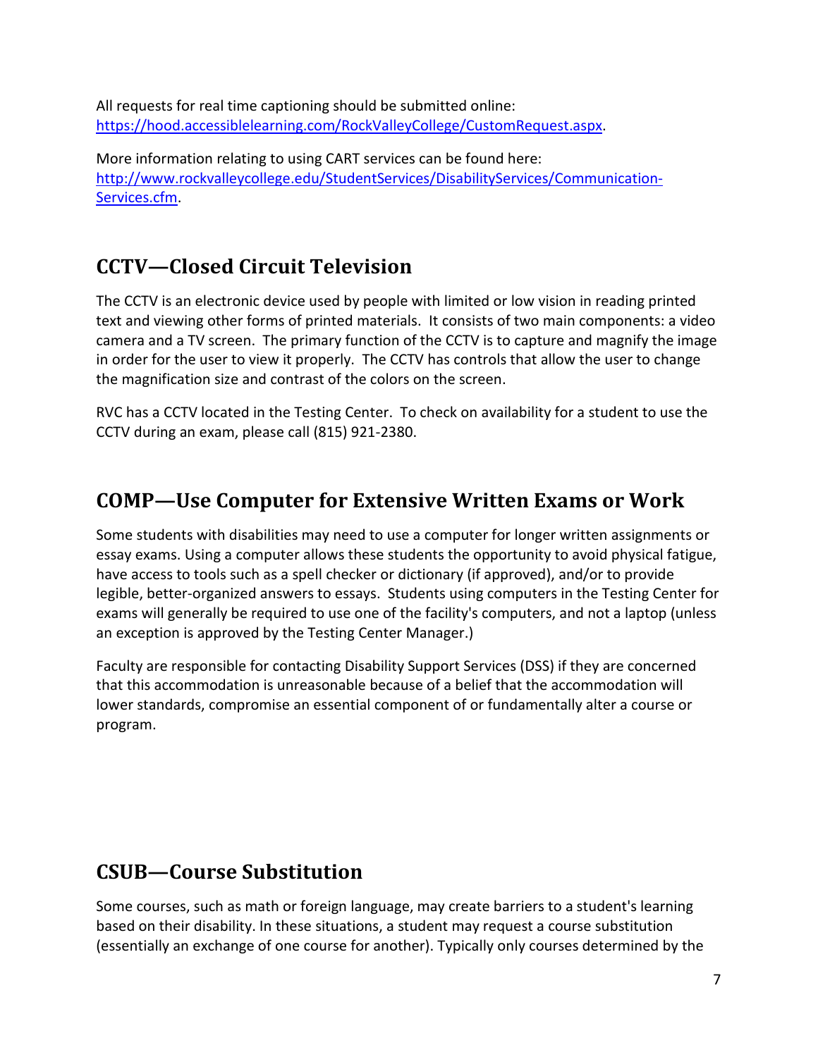All requests for real time captioning should be submitted online: [https://hood.accessiblelearning.com/RockValleyCollege/CustomRequest.aspx](https://hood.accessiblelearning.com/RockValleyCollege/CustomRequest.aspx).

More information relating to using CART services can be found here: [http://www.rockvalleycollege.edu/StudentServices/DisabilityServices/Communication-Services.cfm](http://www.rockvalleycollege.edu/StudentServices/DisabilityServices/Communication-Services.cfm).

## CCTV—Closed Circuit Television

The CCTV is an electronic device used by people with limited or low vision in reading printed text and viewing other forms of printed materials. It consists of two main components: a video camera and a TV screen. The primary function of the CCTV is to capture and magnify the image in order for the user to view it properly. The CCTV has controls that allow the user to change the magnification size and contrast of the colors on the screen.

RVC has a CCTV located in the Testing Center. To check on availability for a student to use the CCTV during an exam, please call (815) 921-2380.

## COMP—Use Computer for Extensive Written Exams or Work

Some students with disabilities may need to use a computer for longer written assignments or essay exams. Using a computer allows these students the opportunity to avoid physical fatigue, have access to tools such as a spell checker or dictionary (if approved), and/or to provide legible, better-organized answers to essays. Students using computers in the Testing Center for exams will generally be required to use one of the facility's computers, and not a laptop (unless an exception is approved by the Testing Center Manager.)

Faculty are responsible for contacting Disability Support Services (DSS) if they are concerned that this accommodation is unreasonable because of a belief that the accommodation will lower standards, compromise an essential component of or fundamentally alter a course or program.

## CSUB—Course Substitution

Some courses, such as math or foreign language, may create barriers to a student's learning based on their disability. In these situations, a student may request a course substitution (essentially an exchange of one course for another). Typically only courses determined by the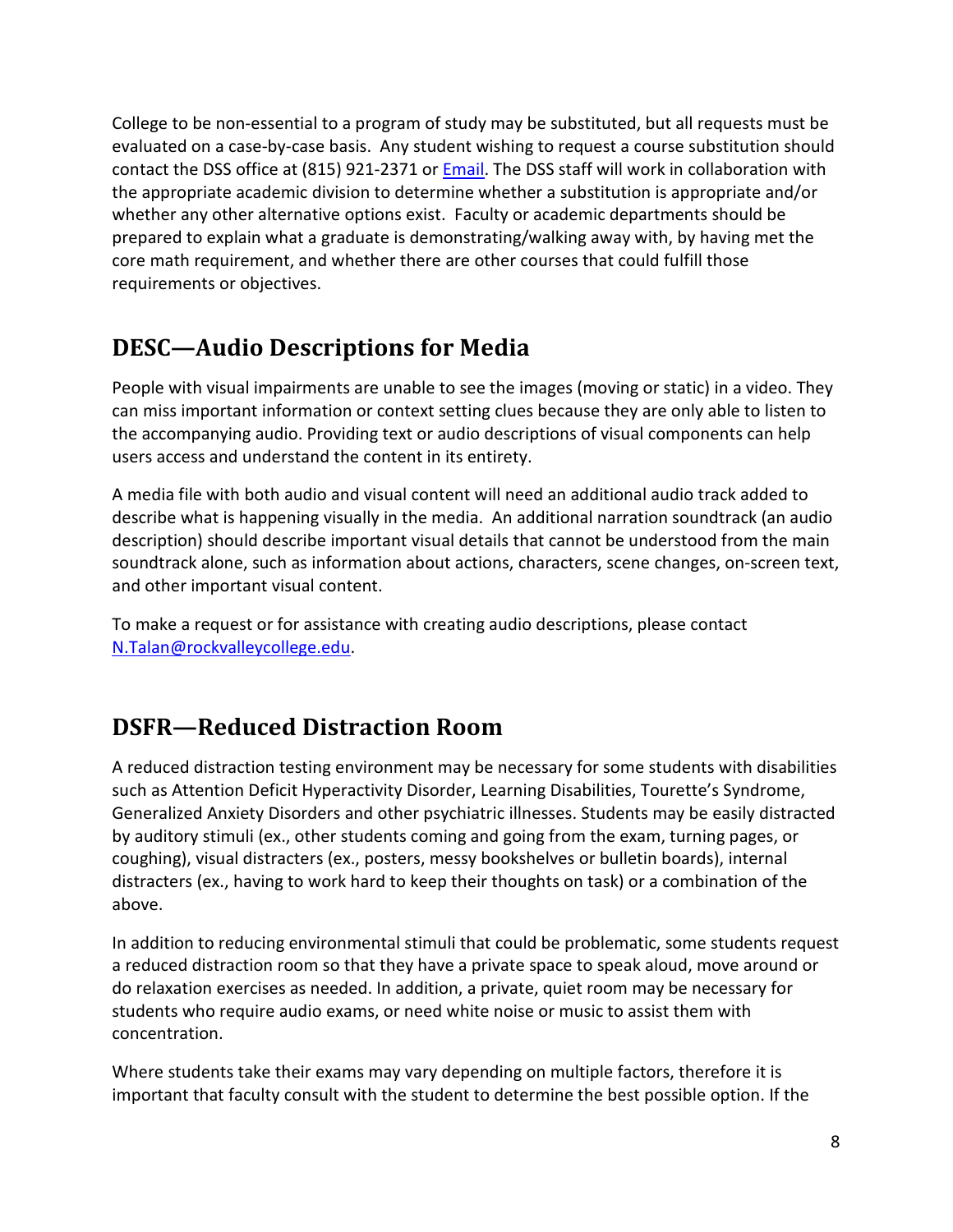College to be non-essential to a program of study may be substituted, but all requests must be evaluated on a case-by-case basis. Any student wishing to request a course substitution should contact the DSS office at (815) 921-2371 or Email. The DSS staff will work in collaboration with the appropriate academic division to determine whether a substitution is appropriate and/or whether any other alternative options exist. Faculty or academic departments should be prepared to explain what a graduate is demonstrating/walking away with, by having met the core math requirement, and whether there are other courses that could fulfill those requirements or objectives.

## DESC—Audio Descriptions for Media

People with visual impairments are unable to see the images (moving or static) in a video. They can miss important information or context setting clues because they are only able to listen to the accompanying audio. Providing text or audio descriptions of visual components can help users access and understand the content in its entirety.

A media file with both audio and visual content will need an additional audio track added to describe what is happening visually in the media. An additional narration soundtrack (an audio description) should describe important visual details that cannot be understood from the main soundtrack alone, such as information about actions, characters, scene changes, on-screen text, and other important visual content.

To make a request or for assistance with creating audio descriptions, please contact N.Talan@rockvalleycollege.edu.

## DSFR—Reduced Distraction Room

A reduced distraction testing environment may be necessary for some students with disabilities such as Attention Deficit Hyperactivity Disorder, Learning Disabilities, Tourette's Syndrome, Generalized Anxiety Disorders and other psychiatric illnesses. Students may be easily distracted by auditory stimuli (ex., other students coming and going from the exam, turning pages, or coughing), visual distracters (ex., posters, messy bookshelves or bulletin boards), internal distracters (ex., having to work hard to keep their thoughts on task) or a combination of the above.

In addition to reducing environmental stimuli that could be problematic, some students request a reduced distraction room so that they have a private space to speak aloud, move around or do relaxation exercises as needed. In addition, a private, quiet room may be necessary for students who require audio exams, or need white noise or music to assist them with concentration.

Where students take their exams may vary depending on multiple factors, therefore it is important that faculty consult with the student to determine the best possible option. If the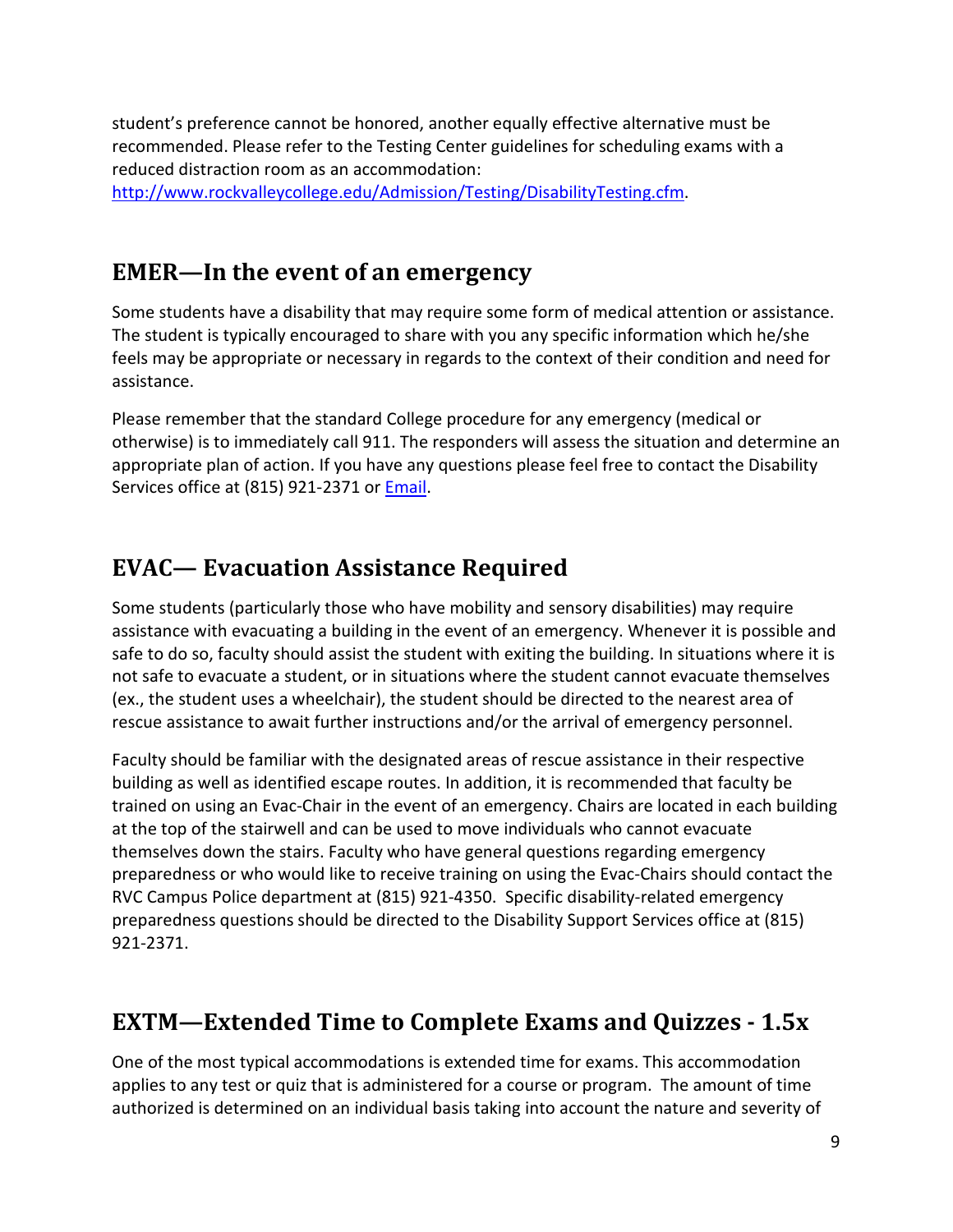student's preference cannot be honored, another equally effective alternative must be recommended. Please refer to the Testing Center guidelines for scheduling exams with a reduced distraction room as an accommodation: [http://www.rockvalleycollege.edu/Admission/Testing/DisabilityTesting.cfm](http://www.rockvalleycollege.edu/Admission/Testing/DisabilityTesting.cfm).

## EMER—In the event of an emergency

Some students have a disability that may require some form of medical attention or assistance. The student is typically encouraged to share with you any specific information which he/she feels may be appropriate or necessary in regards to the context of their condition and need for assistance.

Please remember that the standard College procedure for any emergency (medical or otherwise) is to immediately call 911. The responders will assess the situation and determine an appropriate plan of action. If you have any questions please feel free to contact the Disability Services office at (815) 921-2371 or Email.

## EVAC— Evacuation Assistance Required

Some students (particularly those who have mobility and sensory disabilities) may require assistance with evacuating a building in the event of an emergency. Whenever it is possible and safe to do so, faculty should assist the student with exiting the building. In situations where it is not safe to evacuate a student, or in situations where the student cannot evacuate themselves (ex., the student uses a wheelchair), the student should be directed to the nearest area of rescue assistance to await further instructions and/or the arrival of emergency personnel.

Faculty should be familiar with the designated areas of rescue assistance in their respective building as well as identified escape routes. In addition, it is recommended that faculty be trained on using an Evac-Chair in the event of an emergency. Chairs are located in each building at the top of the stairwell and can be used to move individuals who cannot evacuate themselves down the stairs. Faculty who have general questions regarding emergency preparedness or who would like to receive training on using the Evac-Chairs should contact the RVC Campus Police department at (815) 921-4350. Specific disability-related emergency preparedness questions should be directed to the Disability Support Services office at (815) 921-2371.

## EXTM—Extended Time to Complete Exams and Quizzes - 1.5x

One of the most typical accommodations is extended time for exams. This accommodation applies to any test or quiz that is administered for a course or program. The amount of time authorized is determined on an individual basis taking into account the nature and severity of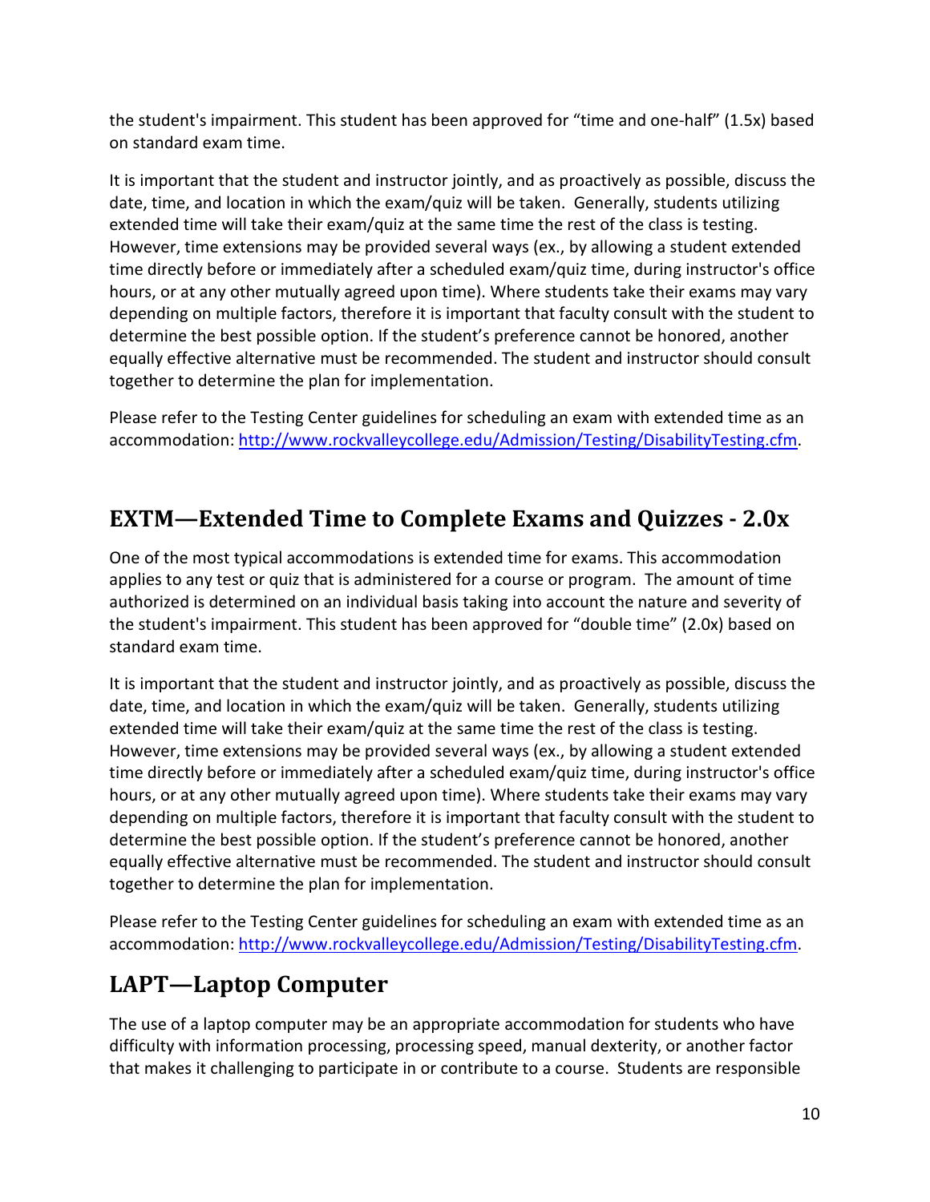the student's impairment. This student has been approved for "time and one-half" (1.5x) based on standard exam time.

It is important that the student and instructor jointly, and as proactively as possible, discuss the date, time, and location in which the exam/quiz will be taken. Generally, students utilizing extended time will take their exam/quiz at the same time the rest of the class is testing. However, time extensions may be provided several ways (ex., by allowing a student extended time directly before or immediately after a scheduled exam/quiz time, during instructor's office hours, or at any other mutually agreed upon time). Where students take their exams may vary depending on multiple factors, therefore it is important that faculty consult with the student to determine the best possible option. If the student's preference cannot be honored, another equally effective alternative must be recommended. The student and instructor should consult together to determine the plan for implementation.

Please refer to the Testing Center guidelines for scheduling an exam with extended time as an accommodation: [http://www.rockvalleycollege.edu/Admission/Testing/DisabilityTesting.cfm](http://www.rockvalleycollege.edu/Admission/Testing/DisabilityTesting.cfm).

## EXTM—Extended Time to Complete Exams and Quizzes - 2.0x

One of the most typical accommodations is extended time for exams. This accommodation applies to any test or quiz that is administered for a course or program. The amount of time authorized is determined on an individual basis taking into account the nature and severity of the student's impairment. This student has been approved for "double time" (2.0x) based on standard exam time.

It is important that the student and instructor jointly, and as proactively as possible, discuss the date, time, and location in which the exam/quiz will be taken. Generally, students utilizing extended time will take their exam/quiz at the same time the rest of the class is testing. However, time extensions may be provided several ways (ex., by allowing a student extended time directly before or immediately after a scheduled exam/quiz time, during instructor's office hours, or at any other mutually agreed upon time). Where students take their exams may vary depending on multiple factors, therefore it is important that faculty consult with the student to determine the best possible option. If the student's preference cannot be honored, another equally effective alternative must be recommended. The student and instructor should consult together to determine the plan for implementation.

Please refer to the Testing Center guidelines for scheduling an exam with extended time as an accommodation: [http://www.rockvalleycollege.edu/Admission/Testing/DisabilityTesting.cfm](http://www.rockvalleycollege.edu/Admission/Testing/DisabilityTesting.cfm).

## LAPT—Laptop Computer

The use of a laptop computer may be an appropriate accommodation for students who have difficulty with information processing, processing speed, manual dexterity, or another factor that makes it challenging to participate in or contribute to a course. Students are responsible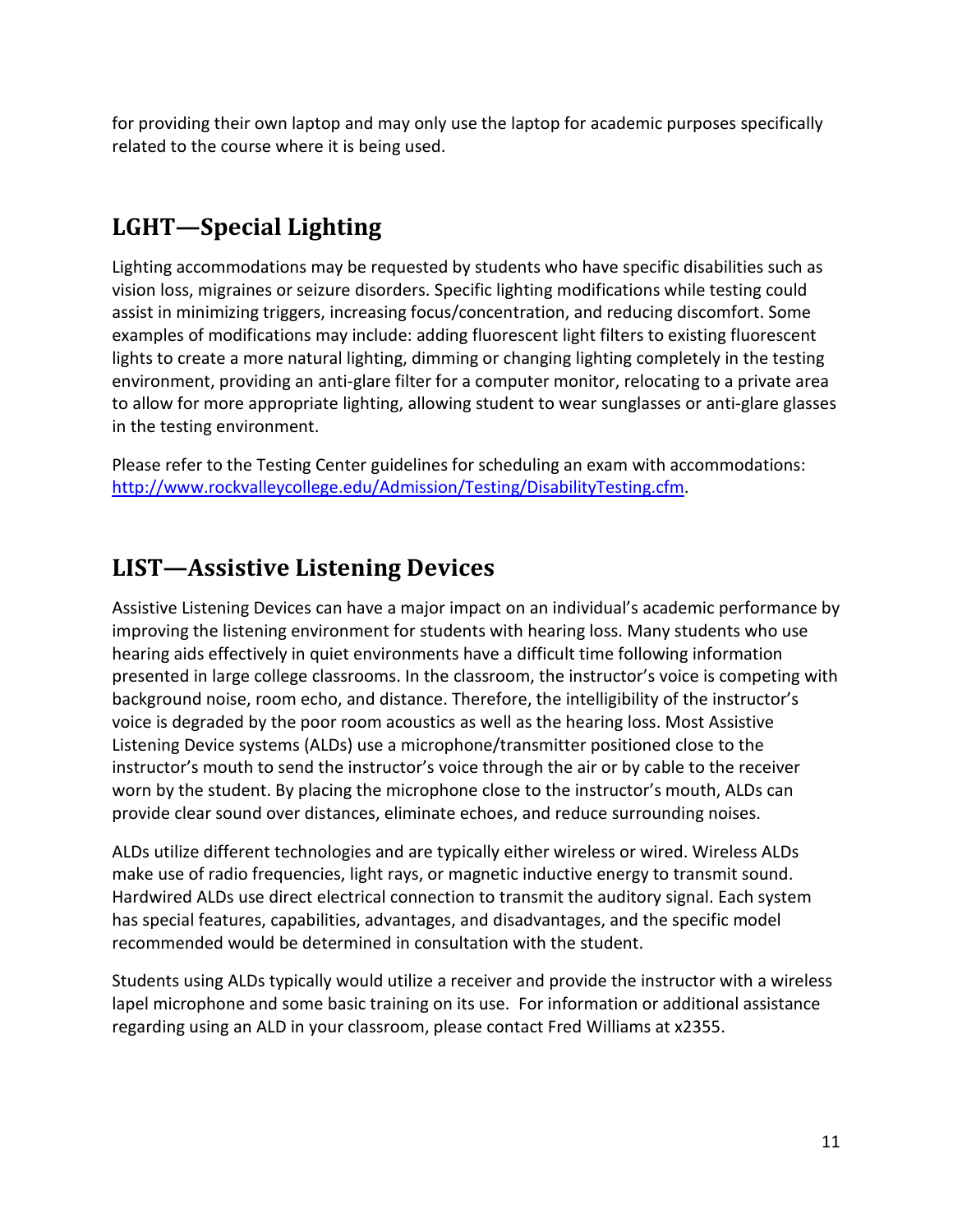for providing their own laptop and may only use the laptop for academic purposes specifically related to the course where it is being used.

## LGHT—Special Lighting

Lighting accommodations may be requested by students who have specific disabilities such as vision loss, migraines or seizure disorders. Specific lighting modifications while testing could assist in minimizing triggers, increasing focus/concentration, and reducing discomfort. Some examples of modifications may include: adding fluorescent light filters to existing fluorescent lights to create a more natural lighting, dimming or changing lighting completely in the testing environment, providing an anti-glare filter for a computer monitor, relocating to a private area to allow for more appropriate lighting, allowing student to wear sunglasses or anti-glare glasses in the testing environment.

Please refer to the Testing Center guidelines for scheduling an exam with accommodations: [http://www.rockvalleycollege.edu/Admission/Testing/DisabilityTesting.cfm](http://www.rockvalleycollege.edu/Admission/Testing/DisabilityTesting.cfm).

## LIST—Assistive Listening Devices

Assistive Listening Devices can have a major impact on an individual's academic performance by improving the listening environment for students with hearing loss. Many students who use hearing aids effectively in quiet environments have a difficult time following information presented in large college classrooms. In the classroom, the instructor's voice is competing with background noise, room echo, and distance. Therefore, the intelligibility of the instructor's voice is degraded by the poor room acoustics as well as the hearing loss. Most Assistive Listening Device systems (ALDs) use a microphone/transmitter positioned close to the instructor's mouth to send the instructor's voice through the air or by cable to the receiver worn by the student. By placing the microphone close to the instructor's mouth, ALDs can provide clear sound over distances, eliminate echoes, and reduce surrounding noises.

ALDs utilize different technologies and are typically either wireless or wired. Wireless ALDs make use of radio frequencies, light rays, or magnetic inductive energy to transmit sound. Hardwired ALDs use direct electrical connection to transmit the auditory signal. Each system has special features, capabilities, advantages, and disadvantages, and the specific model recommended would be determined in consultation with the student.

Students using ALDs typically would utilize a receiver and provide the instructor with a wireless lapel microphone and some basic training on its use. For information or additional assistance regarding using an ALD in your classroom, please contact Fred Williams at x2355.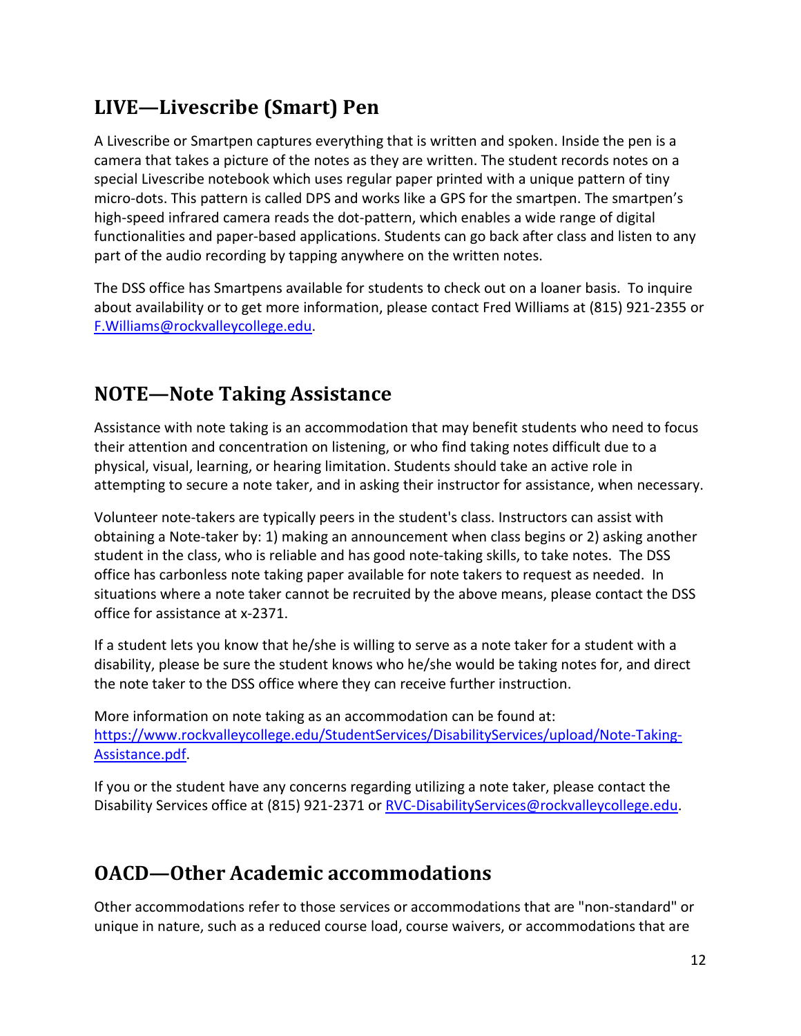## LIVE—Livescribe (Smart) Pen

A Livescribe or Smartpen captures everything that is written and spoken. Inside the pen is a camera that takes a picture of the notes as they are written. The student records notes on a special Livescribe notebook which uses regular paper printed with a unique pattern of tiny micro-dots. This pattern is called DPS and works like a GPS for the smartpen. The smartpen's high-speed infrared camera reads the dot-pattern, which enables a wide range of digital functionalities and paper-based applications. Students can go back after class and listen to any part of the audio recording by tapping anywhere on the written notes.

The DSS office has Smartpens available for students to check out on a loaner basis. To inquire about availability or to get more information, please contact Fred Williams at (815) 921-2355 or F.Williams@rockvalleycollege.edu.

## NOTE—Note Taking Assistance

Assistance with note taking is an accommodation that may benefit students who need to focus their attention and concentration on listening, or who find taking notes difficult due to a physical, visual, learning, or hearing limitation. Students should take an active role in attempting to secure a note taker, and in asking their instructor for assistance, when necessary.

Volunteer note-takers are typically peers in the student's class. Instructors can assist with obtaining a Note-taker by: 1) making an announcement when class begins or 2) asking another student in the class, who is reliable and has good note-taking skills, to take notes. The DSS office has carbonless note taking paper available for note takers to request as needed. In situations where a note taker cannot be recruited by the above means, please contact the DSS office for assistance at x-2371.

If a student lets you know that he/she is willing to serve as a note taker for a student with a disability, please be sure the student knows who he/she would be taking notes for, and direct the note taker to the DSS office where they can receive further instruction.

More information on note taking as an accommodation can be found at: https://www.rockvalleycollege.edu/StudentServices/DisabilityServices/upload/Note-Taking-Assistance.pdf.

If you or the student have any concerns regarding utilizing a note taker, please contact the Disability Services office at (815) 921-2371 or RVC-DisabilityServices@rockvalleycollege.edu.

## OACD—Other Academic accommodations

Other accommodations refer to those services or accommodations that are "non-standard" or unique in nature, such as a reduced course load, course waivers, or accommodations that are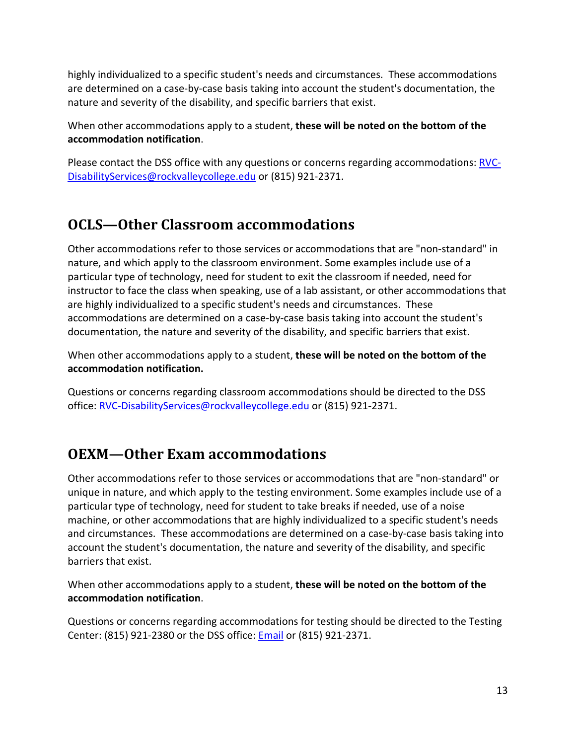highly individualized to a specific student's needs and circumstances. These accommodations are determined on a case-by-case basis taking into account the student's documentation, the nature and severity of the disability, and specific barriers that exist.

When other accommodations apply to a student, **these will be noted on the bottom of the accommodation notification**.

Please contact the DSS office with any questions or concerns regarding accommodations: [RVC-DisabilityServices@rockvalleycollege.edu](mailto:RVC-DisabilityServices@rockvalleycollege.edu) or (815) 921-2371.

## OCLS—Other Classroom accommodations

Other accommodations refer to those services or accommodations that are "non-standard" in nature, and which apply to the classroom environment. Some examples include use of a particular type of technology, need for student to exit the classroom if needed, need for instructor to face the class when speaking, use of a lab assistant, or other accommodations that are highly individualized to a specific student's needs and circumstances. These accommodations are determined on a case-by-case basis taking into account the student's documentation, the nature and severity of the disability, and specific barriers that exist.

When other accommodations apply to a student, **these will be noted on the bottom of the accommodation notification.**

Questions or concerns regarding classroom accommodations should be directed to the DSS office: [RVC-DisabilityServices@rockvalleycollege.edu](mailto:RVC-DisabilityServices@rockvalleycollege.edu) or (815) 921-2371.

## OEXM—Other Exam accommodations

Other accommodations refer to those services or accommodations that are "non-standard" or unique in nature, and which apply to the testing environment. Some examples include use of a particular type of technology, need for student to take breaks if needed, use of a noise machine, or other accommodations that are highly individualized to a specific student's needs and circumstances. These accommodations are determined on a case-by-case basis taking into account the student's documentation, the nature and severity of the disability, and specific barriers that exist.

When other accommodations apply to a student, **these will be noted on the bottom of the accommodation notification**.

Questions or concerns regarding accommodations for testing should be directed to the Testing Center: (815) 921-2380 or the DSS office: Email or (815) 921-2371.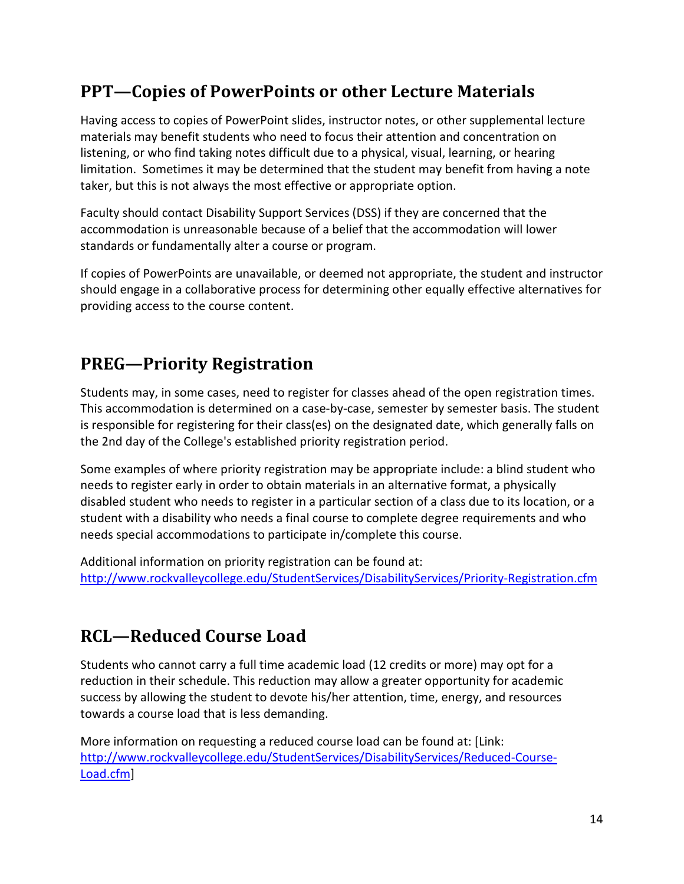## PPT—Copies of PowerPoints or other Lecture Materials

Having access to copies of PowerPoint slides, instructor notes, or other supplemental lecture materials may benefit students who need to focus their attention and concentration on listening, or who find taking notes difficult due to a physical, visual, learning, or hearing limitation. Sometimes it may be determined that the student may benefit from having a note taker, but this is not always the most effective or appropriate option.

Faculty should contact Disability Support Services (DSS) if they are concerned that the accommodation is unreasonable because of a belief that the accommodation will lower standards or fundamentally alter a course or program.

If copies of PowerPoints are unavailable, or deemed not appropriate, the student and instructor should engage in a collaborative process for determining other equally effective alternatives for providing access to the course content.

## PREG—Priority Registration

Students may, in some cases, need to register for classes ahead of the open registration times. This accommodation is determined on a case-by-case, semester by semester basis. The student is responsible for registering for their class(es) on the designated date, which generally falls on the 2nd day of the College's established priority registration period.

Some examples of where priority registration may be appropriate include: a blind student who needs to register early in order to obtain materials in an alternative format, a physically disabled student who needs to register in a particular section of a class due to its location, or a student with a disability who needs a final course to complete degree requirements and who needs special accommodations to participate in/complete this course.

Additional information on priority registration can be found at: http://www.rockvalleycollege.edu/StudentServices/DisabilityServices/Priority-Registration.cfm

## RCL—Reduced Course Load

Students who cannot carry a full time academic load (12 credits or more) may opt for a reduction in their schedule. This reduction may allow a greater opportunity for academic success by allowing the student to devote his/her attention, time, energy, and resources towards a course load that is less demanding.

More information on requesting a reduced course load can be found at: [Link: http://www.rockvalleycollege.edu/StudentServices/DisabilityServices/Reduced-Course-Load.cfm]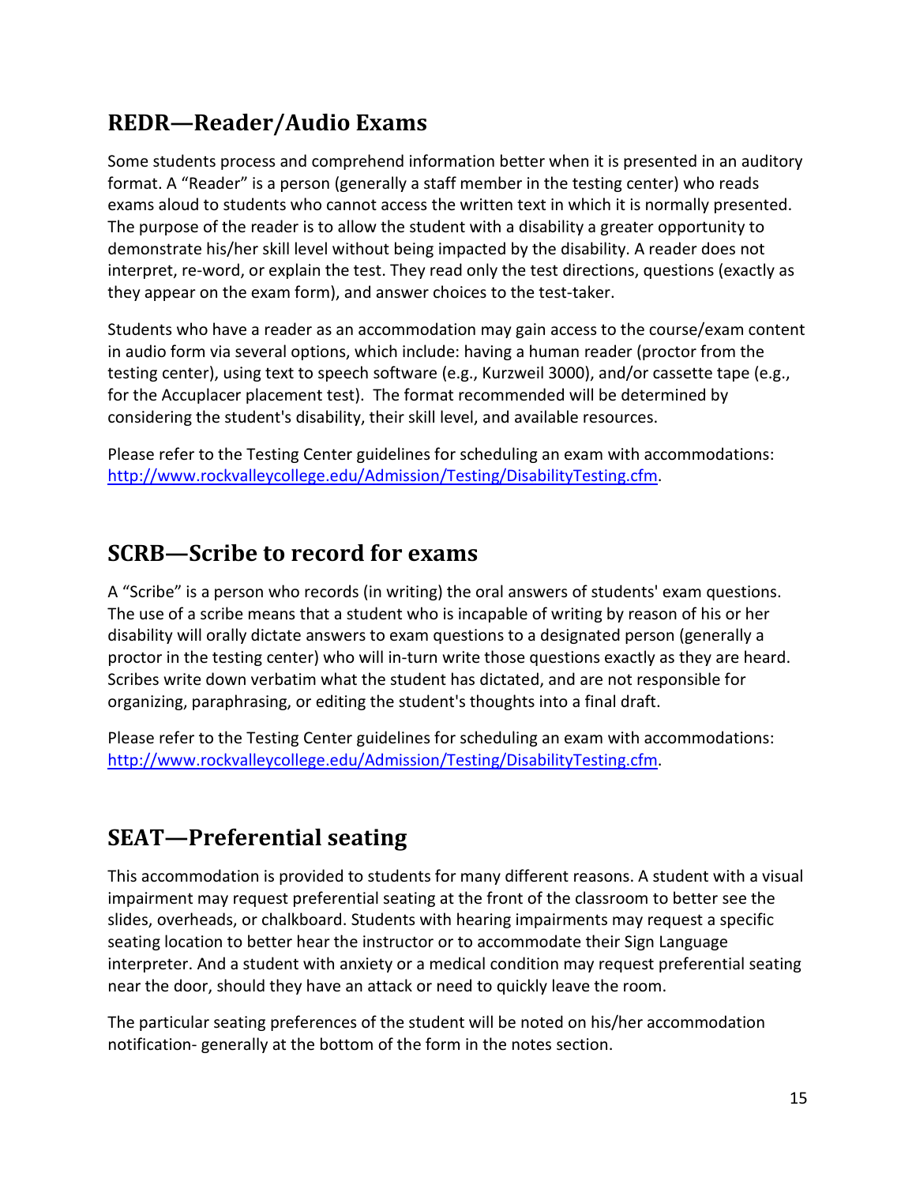## REDR—Reader/Audio Exams

Some students process and comprehend information better when it is presented in an auditory format. A "Reader" is a person (generally a staff member in the testing center) who reads exams aloud to students who cannot access the written text in which it is normally presented. The purpose of the reader is to allow the student with a disability a greater opportunity to demonstrate his/her skill level without being impacted by the disability. A reader does not interpret, re-word, or explain the test. They read only the test directions, questions (exactly as they appear on the exam form), and answer choices to the test-taker.

Students who have a reader as an accommodation may gain access to the course/exam content in audio form via several options, which include: having a human reader (proctor from the testing center), using text to speech software (e.g., Kurzweil 3000), and/or cassette tape (e.g., for the Accuplacer placement test). The format recommended will be determined by considering the student's disability, their skill level, and available resources.

Please refer to the Testing Center guidelines for scheduling an exam with accommodations: [http://www.rockvalleycollege.edu/Admission/Testing/DisabilityTesting.cfm](http://www.rockvalleycollege.edu/Admission/Testing/DisabilityTesting.cfm).

## SCRB—Scribe to record for exams

A "Scribe" is a person who records (in writing) the oral answers of students' exam questions. The use of a scribe means that a student who is incapable of writing by reason of his or her disability will orally dictate answers to exam questions to a designated person (generally a proctor in the testing center) who will in-turn write those questions exactly as they are heard. Scribes write down verbatim what the student has dictated, and are not responsible for organizing, paraphrasing, or editing the student's thoughts into a final draft.

Please refer to the Testing Center guidelines for scheduling an exam with accommodations: [http://www.rockvalleycollege.edu/Admission/Testing/DisabilityTesting.cfm](http://www.rockvalleycollege.edu/Admission/Testing/DisabilityTesting.cfm).

## SEAT—Preferential seating

This accommodation is provided to students for many different reasons. A student with a visual impairment may request preferential seating at the front of the classroom to better see the slides, overheads, or chalkboard. Students with hearing impairments may request a specific seating location to better hear the instructor or to accommodate their Sign Language interpreter. And a student with anxiety or a medical condition may request preferential seating near the door, should they have an attack or need to quickly leave the room.

The particular seating preferences of the student will be noted on his/her accommodation notification- generally at the bottom of the form in the notes section.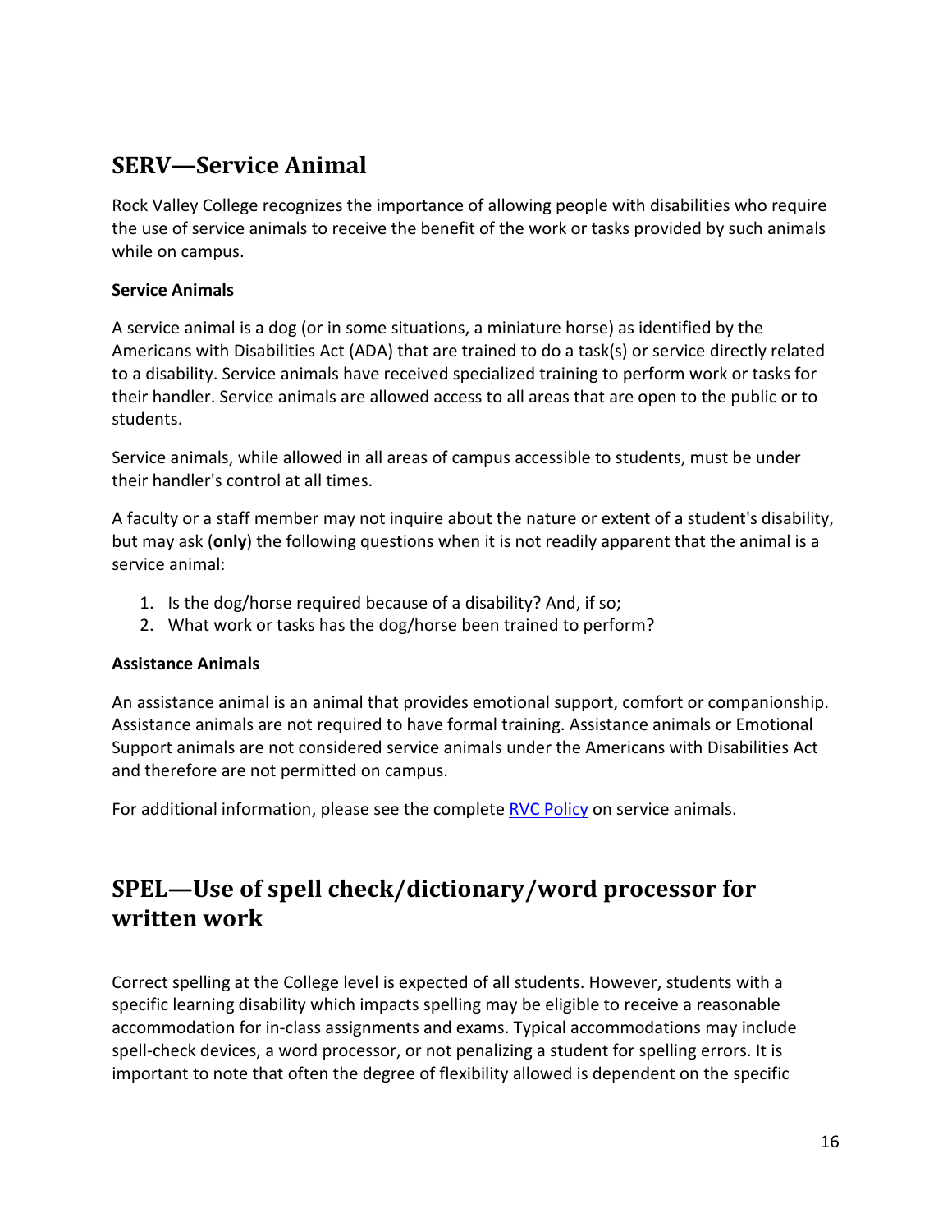## SERV—Service Animal

Rock Valley College recognizes the importance of allowing people with disabilities who require the use of service animals to receive the benefit of the work or tasks provided by such animals while on campus.

**Service Animals**

A service animal is a dog (or in some situations, a miniature horse) as identified by the Americans with Disabilities Act (ADA) that are trained to do a task(s) or service directly related to a disability. Service animals have received specialized training to perform work or tasks for their handler. Service animals are allowed access to all areas that are open to the public or to students.

Service animals, while allowed in all areas of campus accessible to students, must be under their handler's control at all times.

A faculty or a staff member may not inquire about the nature or extent of a student's disability, but may ask (**only**) the following questions when it is not readily apparent that the animal is a service animal:

1. Is the dog/horse required because of a disability? And, if so;
2. What work or tasks has the dog/horse been trained to perform?

**Assistance Animals**

An assistance animal is an animal that provides emotional support, comfort or companionship. Assistance animals are not required to have formal training. Assistance animals or Emotional Support animals are not considered service animals under the Americans with Disabilities Act and therefore are not permitted on campus.

For additional information, please see the complete RVC Policy on service animals.

## SPEL—Use of spell check/dictionary/word processor for written work

Correct spelling at the College level is expected of all students. However, students with a specific learning disability which impacts spelling may be eligible to receive a reasonable accommodation for in-class assignments and exams. Typical accommodations may include spell-check devices, a word processor, or not penalizing a student for spelling errors. It is important to note that often the degree of flexibility allowed is dependent on the specific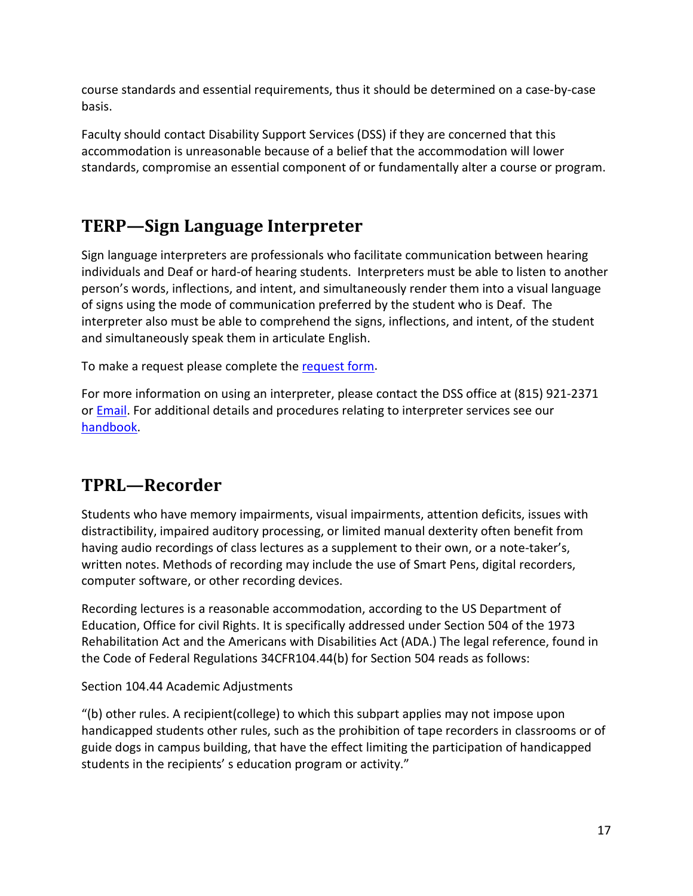course standards and essential requirements, thus it should be determined on a case-by-case basis.

Faculty should contact Disability Support Services (DSS) if they are concerned that this accommodation is unreasonable because of a belief that the accommodation will lower standards, compromise an essential component of or fundamentally alter a course or program.

## TERP—Sign Language Interpreter

Sign language interpreters are professionals who facilitate communication between hearing individuals and Deaf or hard-of hearing students. Interpreters must be able to listen to another person's words, inflections, and intent, and simultaneously render them into a visual language of signs using the mode of communication preferred by the student who is Deaf. The interpreter also must be able to comprehend the signs, inflections, and intent, of the student and simultaneously speak them in articulate English.

To make a request please complete the request form.

For more information on using an interpreter, please contact the DSS office at (815) 921-2371 or Email. For additional details and procedures relating to interpreter services see our handbook.

## TPRL—Recorder

Students who have memory impairments, visual impairments, attention deficits, issues with distractibility, impaired auditory processing, or limited manual dexterity often benefit from having audio recordings of class lectures as a supplement to their own, or a note-taker's, written notes. Methods of recording may include the use of Smart Pens, digital recorders, computer software, or other recording devices.

Recording lectures is a reasonable accommodation, according to the US Department of Education, Office for civil Rights. It is specifically addressed under Section 504 of the 1973 Rehabilitation Act and the Americans with Disabilities Act (ADA.) The legal reference, found in the Code of Federal Regulations 34CFR104.44(b) for Section 504 reads as follows:

Section 104.44 Academic Adjustments

"(b) other rules. A recipient(college) to which this subpart applies may not impose upon handicapped students other rules, such as the prohibition of tape recorders in classrooms or of guide dogs in campus building, that have the effect limiting the participation of handicapped students in the recipients' s education program or activity."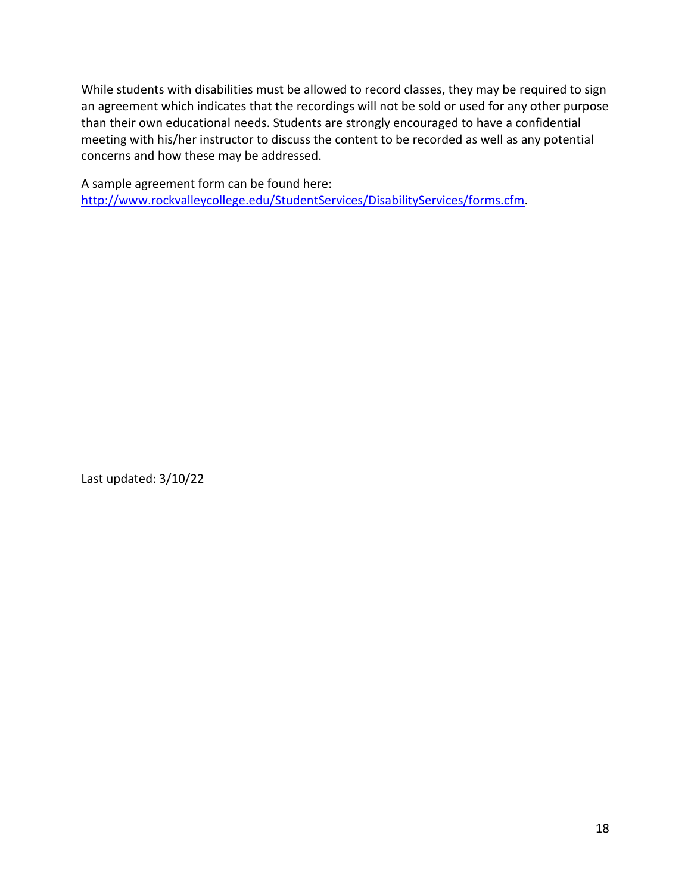While students with disabilities must be allowed to record classes, they may be required to sign an agreement which indicates that the recordings will not be sold or used for any other purpose than their own educational needs. Students are strongly encouraged to have a confidential meeting with his/her instructor to discuss the content to be recorded as well as any potential concerns and how these may be addressed.

A sample agreement form can be found here: [http://www.rockvalleycollege.edu/StudentServices/DisabilityServices/forms.cfm](http://www.rockvalleycollege.edu/StudentServices/DisabilityServices/forms.cfm).

Last updated: 3/10/22